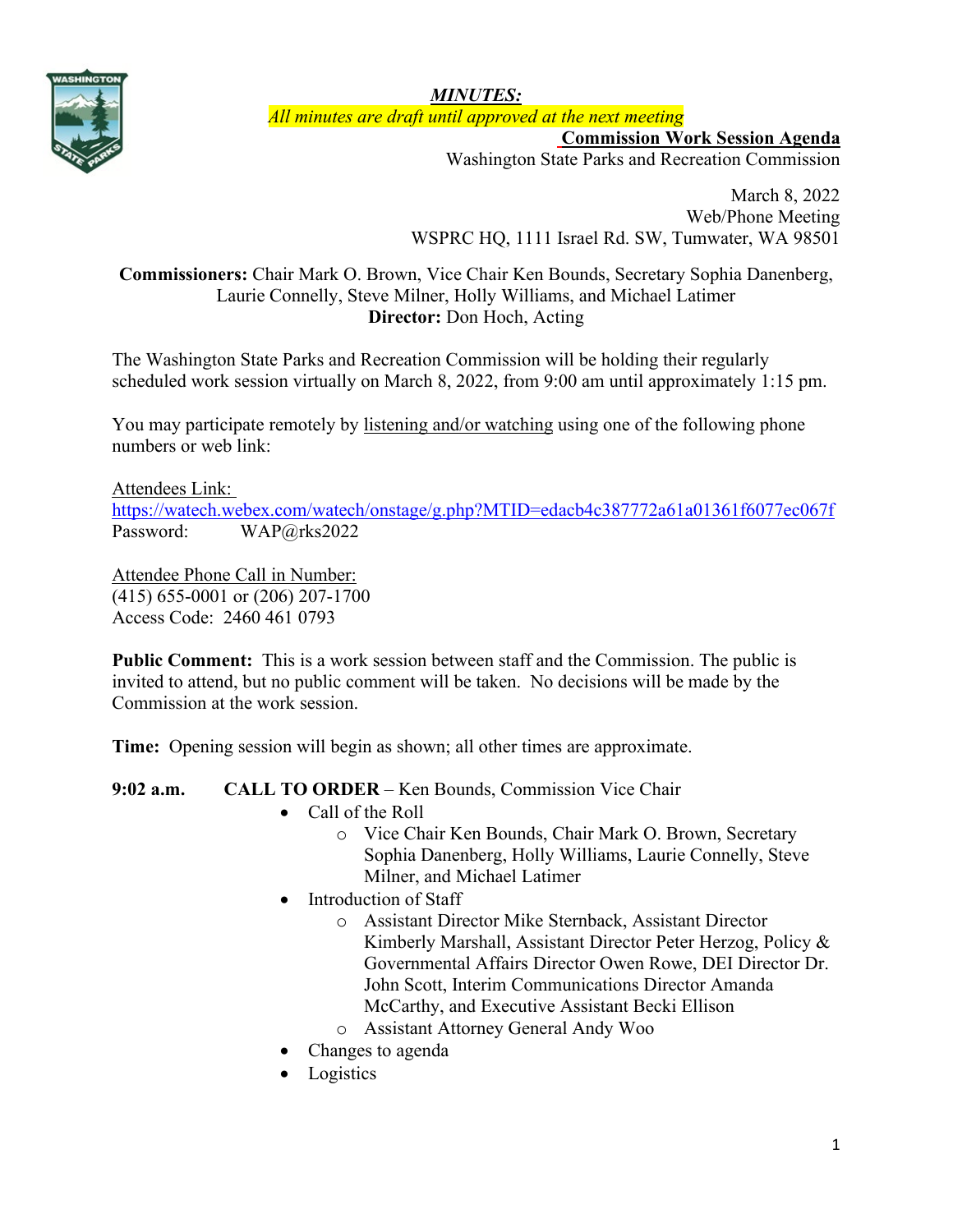***MINUTES:***

*All minutes are draft until approved at the next meeting*

**Commission Work Session Agenda**

Washington State Parks and Recreation Commission

March 8, 2022
Web/Phone Meeting
WSPRC HQ, 1111 Israel Rd. SW, Tumwater, WA 98501

**Commissioners:** Chair Mark O. Brown, Vice Chair Ken Bounds, Secretary Sophia Danenberg, Laurie Connelly, Steve Milner, Holly Williams, and Michael Latimer
**Director:** Don Hoch, Acting

The Washington State Parks and Recreation Commission will be holding their regularly scheduled work session virtually on March 8, 2022, from 9:00 am until approximately 1:15 pm.

You may participate remotely by listening and/or watching using one of the following phone numbers or web link:

Attendees Link:
https://watech.webex.com/watech/onstage/g.php?MTID=edacb4c387772a61a01361f6077ec067f
Password: WAP@rks2022

Attendee Phone Call in Number:
(415) 655-0001 or (206) 207-1700
Access Code: 2460 461 0793

**Public Comment:** This is a work session between staff and the Commission. The public is invited to attend, but no public comment will be taken. No decisions will be made by the Commission at the work session.

**Time:** Opening session will begin as shown; all other times are approximate.

**9:02 a.m. CALL TO ORDER** – Ken Bounds, Commission Vice Chair

- Call of the Roll
  - Vice Chair Ken Bounds, Chair Mark O. Brown, Secretary Sophia Danenberg, Holly Williams, Laurie Connelly, Steve Milner, and Michael Latimer
- Introduction of Staff
  - Assistant Director Mike Sternback, Assistant Director Kimberly Marshall, Assistant Director Peter Herzog, Policy & Governmental Affairs Director Owen Rowe, DEI Director Dr. John Scott, Interim Communications Director Amanda McCarthy, and Executive Assistant Becki Ellison
  - Assistant Attorney General Andy Woo
- Changes to agenda
- Logistics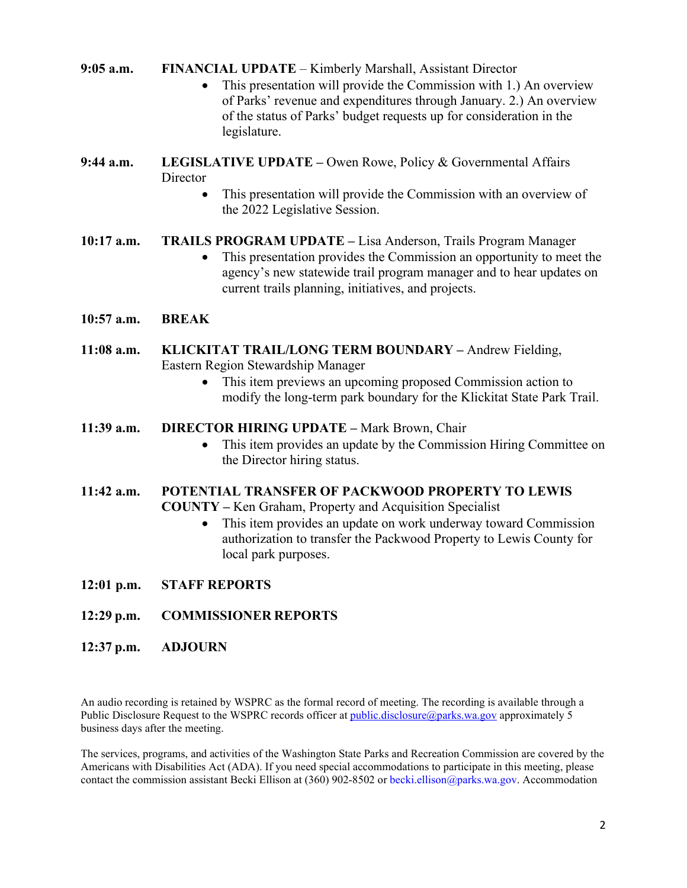**9:05 a.m.** **FINANCIAL UPDATE** – Kimberly Marshall, Assistant Director

- This presentation will provide the Commission with 1.) An overview of Parks' revenue and expenditures through January. 2.) An overview of the status of Parks' budget requests up for consideration in the legislature.

**9:44 a.m.** **LEGISLATIVE UPDATE** – Owen Rowe, Policy & Governmental Affairs Director

- This presentation will provide the Commission with an overview of the 2022 Legislative Session.

**10:17 a.m.** **TRAILS PROGRAM UPDATE** – Lisa Anderson, Trails Program Manager

- This presentation provides the Commission an opportunity to meet the agency's new statewide trail program manager and to hear updates on current trails planning, initiatives, and projects.

**10:57 a.m.** **BREAK**

**11:08 a.m.** **KLICKITAT TRAIL/LONG TERM BOUNDARY** – Andrew Fielding, Eastern Region Stewardship Manager

- This item previews an upcoming proposed Commission action to modify the long-term park boundary for the Klickitat State Park Trail.

**11:39 a.m.** **DIRECTOR HIRING UPDATE** – Mark Brown, Chair

- This item provides an update by the Commission Hiring Committee on the Director hiring status.

**11:42 a.m.** **POTENTIAL TRANSFER OF PACKWOOD PROPERTY TO LEWIS COUNTY** – Ken Graham, Property and Acquisition Specialist

- This item provides an update on work underway toward Commission authorization to transfer the Packwood Property to Lewis County for local park purposes.

**12:01 p.m.** **STAFF REPORTS**

**12:29 p.m.** **COMMISSIONER REPORTS**

**12:37 p.m.** **ADJOURN**

An audio recording is retained by WSPRC as the formal record of meeting. The recording is available through a Public Disclosure Request to the WSPRC records officer at public.disclosure@parks.wa.gov approximately 5 business days after the meeting.

The services, programs, and activities of the Washington State Parks and Recreation Commission are covered by the Americans with Disabilities Act (ADA). If you need special accommodations to participate in this meeting, please contact the commission assistant Becki Ellison at (360) 902-8502 or becki.ellison@parks.wa.gov. Accommodation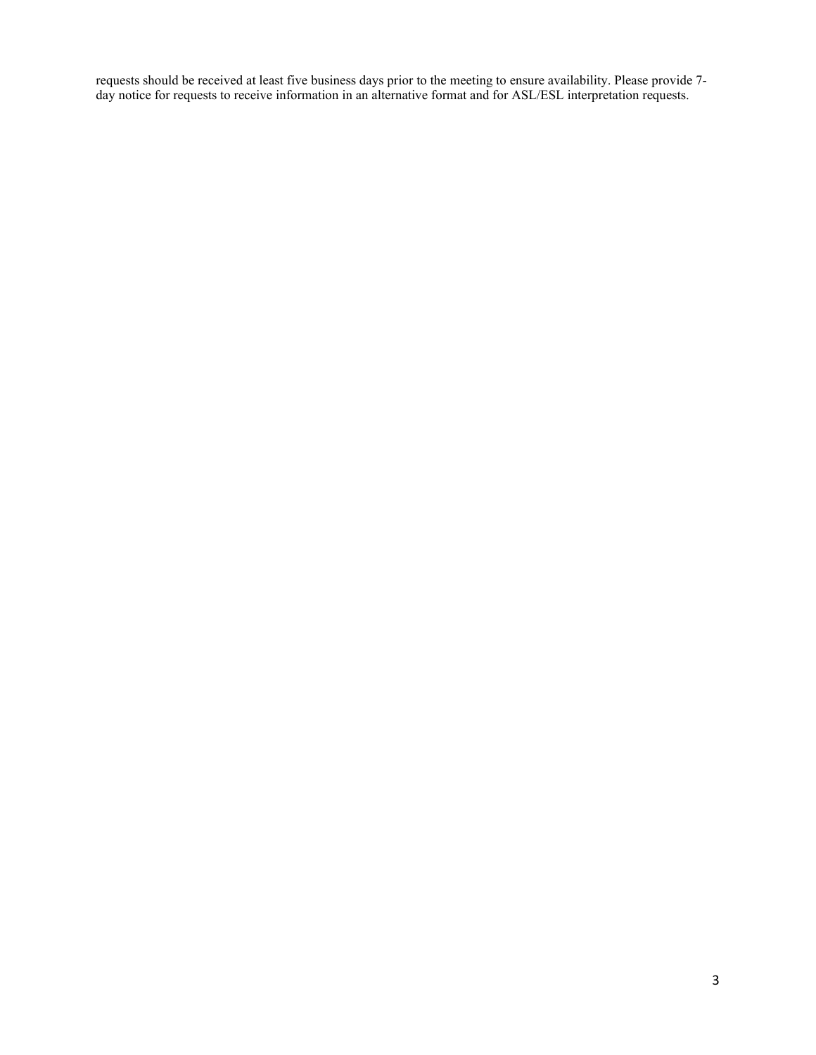requests should be received at least five business days prior to the meeting to ensure availability. Please provide 7-day notice for requests to receive information in an alternative format and for ASL/ESL interpretation requests.